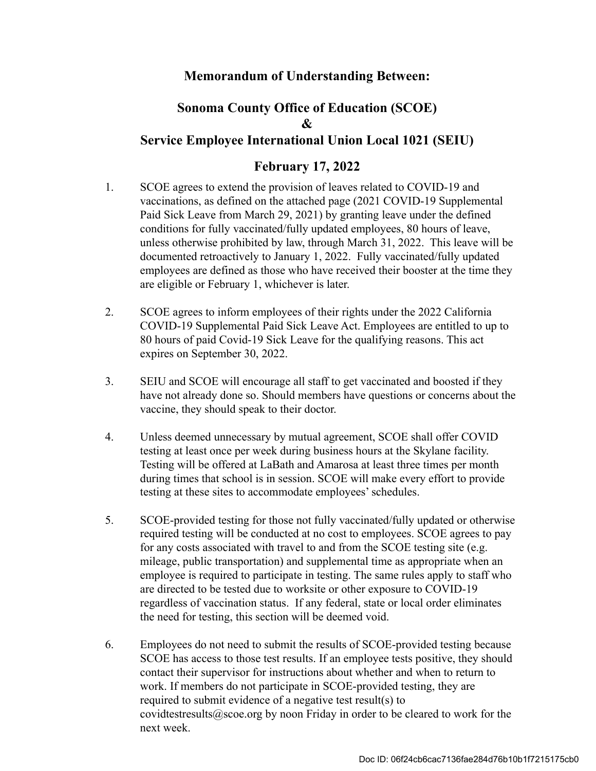# Memorandum of Understanding Between:

## Sonoma County Office of Education (SCOE)
## &
## Service Employee International Union Local 1021 (SEIU)

## February 17, 2022

1. SCOE agrees to extend the provision of leaves related to COVID-19 and vaccinations, as defined on the attached page (2021 COVID-19 Supplemental Paid Sick Leave from March 29, 2021) by granting leave under the defined conditions for fully vaccinated/fully updated employees, 80 hours of leave, unless otherwise prohibited by law, through March 31, 2022. This leave will be documented retroactively to January 1, 2022. Fully vaccinated/fully updated employees are defined as those who have received their booster at the time they are eligible or February 1, whichever is later.

2. SCOE agrees to inform employees of their rights under the 2022 California COVID-19 Supplemental Paid Sick Leave Act. Employees are entitled to up to 80 hours of paid Covid-19 Sick Leave for the qualifying reasons. This act expires on September 30, 2022.

3. SEIU and SCOE will encourage all staff to get vaccinated and boosted if they have not already done so. Should members have questions or concerns about the vaccine, they should speak to their doctor.

4. Unless deemed unnecessary by mutual agreement, SCOE shall offer COVID testing at least once per week during business hours at the Skylane facility. Testing will be offered at LaBath and Amarosa at least three times per month during times that school is in session. SCOE will make every effort to provide testing at these sites to accommodate employees' schedules.

5. SCOE-provided testing for those not fully vaccinated/fully updated or otherwise required testing will be conducted at no cost to employees. SCOE agrees to pay for any costs associated with travel to and from the SCOE testing site (e.g. mileage, public transportation) and supplemental time as appropriate when an employee is required to participate in testing. The same rules apply to staff who are directed to be tested due to worksite or other exposure to COVID-19 regardless of vaccination status. If any federal, state or local order eliminates the need for testing, this section will be deemed void.

6. Employees do not need to submit the results of SCOE-provided testing because SCOE has access to those test results. If an employee tests positive, they should contact their supervisor for instructions about whether and when to return to work. If members do not participate in SCOE-provided testing, they are required to submit evidence of a negative test result(s) to covidtestresults@scoe.org by noon Friday in order to be cleared to work for the next week.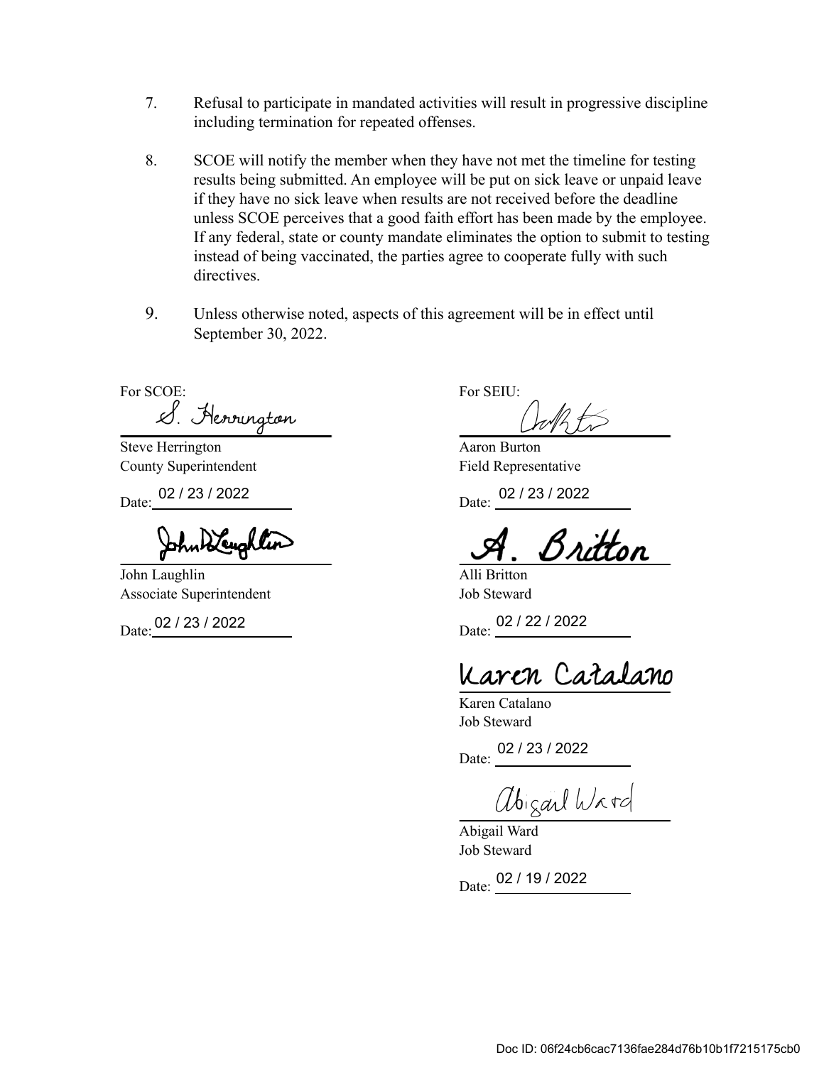7. Refusal to participate in mandated activities will result in progressive discipline including termination for repeated offenses.

8. SCOE will notify the member when they have not met the timeline for testing results being submitted. An employee will be put on sick leave or unpaid leave if they have no sick leave when results are not received before the deadline unless SCOE perceives that a good faith effort has been made by the employee. If any federal, state or county mandate eliminates the option to submit to testing instead of being vaccinated, the parties agree to cooperate fully with such directives.

9. Unless otherwise noted, aspects of this agreement will be in effect until September 30, 2022.

For SCOE:

S. Herrington

Steve Herrington
County Superintendent

Date: 02 / 23 / 2022

John Laughlin

John Laughlin
Associate Superintendent

Date: 02 / 23 / 2022

For SEIU:

Aaron Burton
Field Representative

Date: 02 / 23 / 2022

A. Britton

Alli Britton
Job Steward

Date: 02 / 22 / 2022

Karen Catalano

Karen Catalano
Job Steward

Date: 02 / 23 / 2022

Abigail Ward

Abigail Ward
Job Steward

Date: 02 / 19 / 2022

Doc ID: 06f24cb6cac7136fae284d76b10b1f7215175cb0